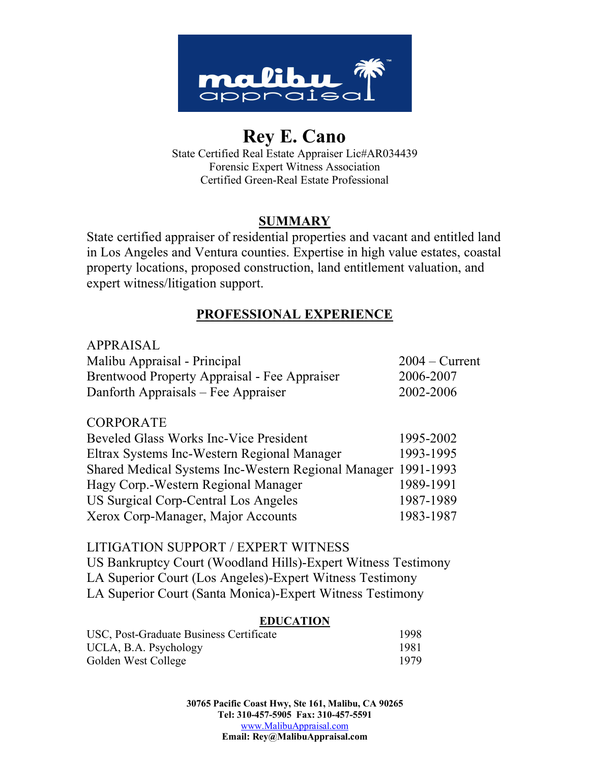malibu appraisal™

# Rey E. Cano

State Certified Real Estate Appraiser Lic#AR034439
Forensic Expert Witness Association
Certified Green-Real Estate Professional

## SUMMARY

State certified appraiser of residential properties and vacant and entitled land in Los Angeles and Ventura counties. Expertise in high value estates, coastal property locations, proposed construction, land entitlement valuation, and expert witness/litigation support.

## PROFESSIONAL EXPERIENCE

APPRAISAL

| | |
|---|---|
| Malibu Appraisal - Principal | 2004 – Current |
| Brentwood Property Appraisal - Fee Appraiser | 2006-2007 |
| Danforth Appraisals – Fee Appraiser | 2002-2006 |

CORPORATE

| | |
|---|---|
| Beveled Glass Works Inc-Vice President | 1995-2002 |
| Eltrax Systems Inc-Western Regional Manager | 1993-1995 |
| Shared Medical Systems Inc-Western Regional Manager | 1991-1993 |
| Hagy Corp.-Western Regional Manager | 1989-1991 |
| US Surgical Corp-Central Los Angeles | 1987-1989 |
| Xerox Corp-Manager, Major Accounts | 1983-1987 |

LITIGATION SUPPORT / EXPERT WITNESS

US Bankruptcy Court (Woodland Hills)-Expert Witness Testimony
LA Superior Court (Los Angeles)-Expert Witness Testimony
LA Superior Court (Santa Monica)-Expert Witness Testimony

## EDUCATION

| | |
|---|---|
| USC, Post-Graduate Business Certificate | 1998 |
| UCLA, B.A. Psychology | 1981 |
| Golden West College | 1979 |

**30765 Pacific Coast Hwy, Ste 161, Malibu, CA 90265**
**Tel: 310-457-5905 Fax: 310-457-5591**
www.MalibuAppraisal.com
**Email: Rey@MalibuAppraisal.com**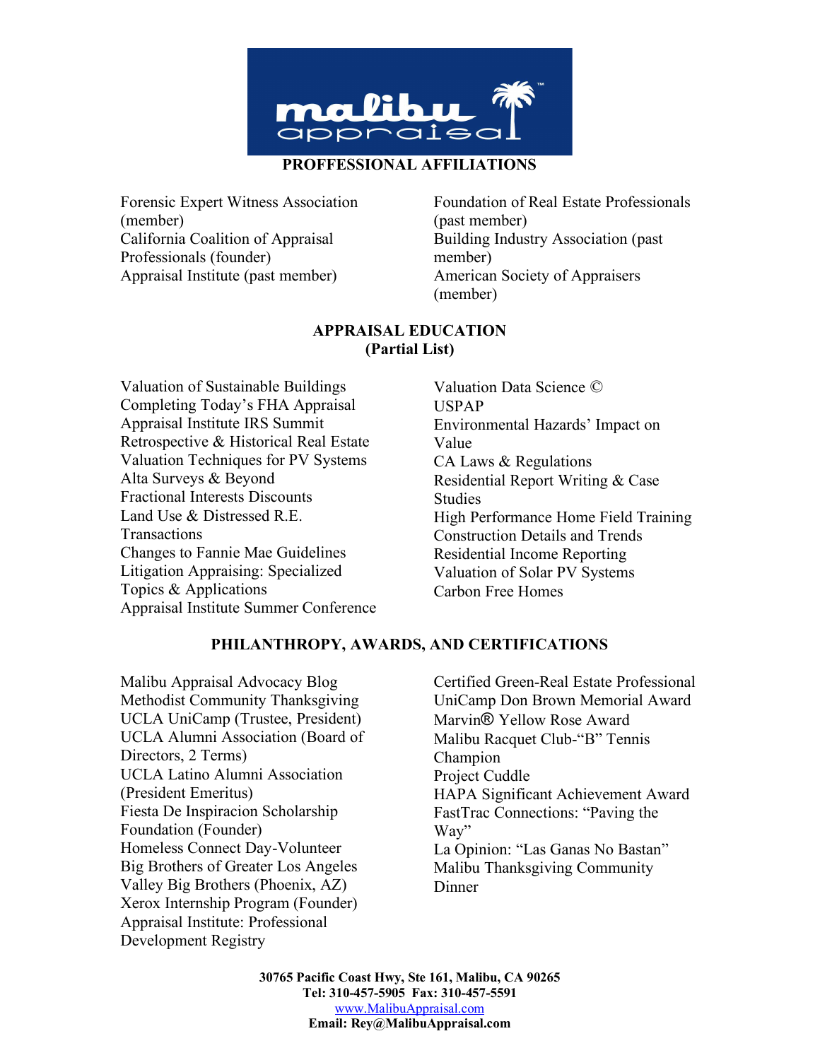## PROFFESSIONAL AFFILIATIONS

Forensic Expert Witness Association (member)
California Coalition of Appraisal Professionals (founder)
Appraisal Institute (past member)
Foundation of Real Estate Professionals (past member)
Building Industry Association (past member)
American Society of Appraisers (member)

## APPRAISAL EDUCATION
**(Partial List)**

Valuation of Sustainable Buildings
Completing Today's FHA Appraisal
Appraisal Institute IRS Summit
Retrospective & Historical Real Estate
Valuation Techniques for PV Systems
Alta Surveys & Beyond
Fractional Interests Discounts
Land Use & Distressed R.E. Transactions
Changes to Fannie Mae Guidelines
Litigation Appraising: Specialized Topics & Applications
Appraisal Institute Summer Conference
Valuation Data Science ©
USPAP
Environmental Hazards' Impact on Value
CA Laws & Regulations
Residential Report Writing & Case Studies
High Performance Home Field Training
Construction Details and Trends
Residential Income Reporting
Valuation of Solar PV Systems
Carbon Free Homes

## PHILANTHROPY, AWARDS, AND CERTIFICATIONS

Malibu Appraisal Advocacy Blog
Methodist Community Thanksgiving
UCLA UniCamp (Trustee, President)
UCLA Alumni Association (Board of Directors, 2 Terms)
UCLA Latino Alumni Association (President Emeritus)
Fiesta De Inspiracion Scholarship Foundation (Founder)
Homeless Connect Day-Volunteer
Big Brothers of Greater Los Angeles
Valley Big Brothers (Phoenix, AZ)
Xerox Internship Program (Founder)
Appraisal Institute: Professional Development Registry
Certified Green-Real Estate Professional
UniCamp Don Brown Memorial Award
Marvin® Yellow Rose Award
Malibu Racquet Club-"B" Tennis Champion
Project Cuddle
HAPA Significant Achievement Award
FastTrac Connections: "Paving the Way"
La Opinion: "Las Ganas No Bastan"
Malibu Thanksgiving Community Dinner

**30765 Pacific Coast Hwy, Ste 161, Malibu, CA 90265**
**Tel: 310-457-5905 Fax: 310-457-5591**
www.MalibuAppraisal.com
**Email: Rey@MalibuAppraisal.com**